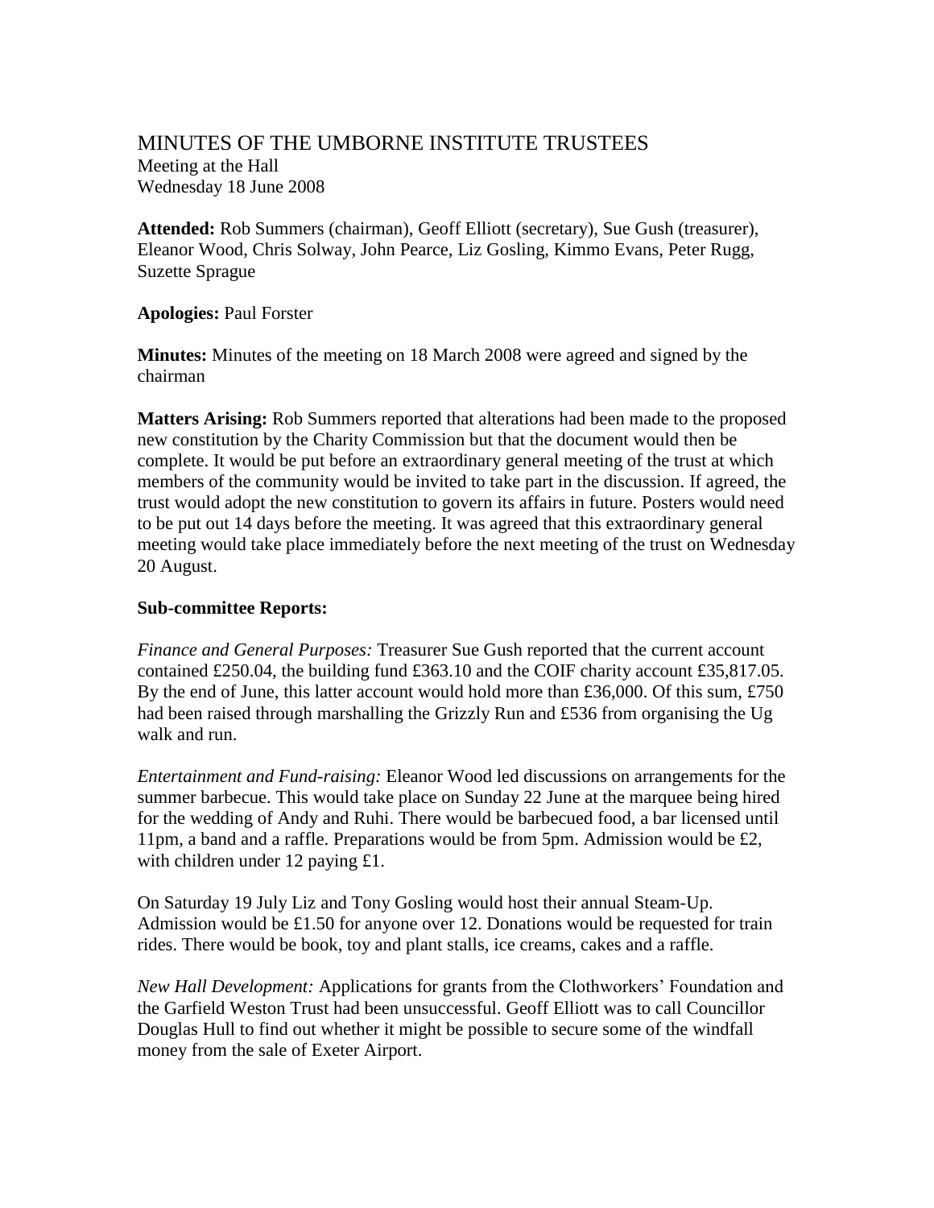# MINUTES OF THE UMBORNE INSTITUTE TRUSTEES

Meeting at the Hall
Wednesday 18 June 2008

**Attended:** Rob Summers (chairman), Geoff Elliott (secretary), Sue Gush (treasurer), Eleanor Wood, Chris Solway, John Pearce, Liz Gosling, Kimmo Evans, Peter Rugg, Suzette Sprague

**Apologies:** Paul Forster

**Minutes:** Minutes of the meeting on 18 March 2008 were agreed and signed by the chairman

**Matters Arising:** Rob Summers reported that alterations had been made to the proposed new constitution by the Charity Commission but that the document would then be complete. It would be put before an extraordinary general meeting of the trust at which members of the community would be invited to take part in the discussion. If agreed, the trust would adopt the new constitution to govern its affairs in future. Posters would need to be put out 14 days before the meeting. It was agreed that this extraordinary general meeting would take place immediately before the next meeting of the trust on Wednesday 20 August.

**Sub-committee Reports:**

*Finance and General Purposes:* Treasurer Sue Gush reported that the current account contained £250.04, the building fund £363.10 and the COIF charity account £35,817.05. By the end of June, this latter account would hold more than £36,000. Of this sum, £750 had been raised through marshalling the Grizzly Run and £536 from organising the Ug walk and run.

*Entertainment and Fund-raising:* Eleanor Wood led discussions on arrangements for the summer barbecue. This would take place on Sunday 22 June at the marquee being hired for the wedding of Andy and Ruhi. There would be barbecued food, a bar licensed until 11pm, a band and a raffle. Preparations would be from 5pm. Admission would be £2, with children under 12 paying £1.

On Saturday 19 July Liz and Tony Gosling would host their annual Steam-Up. Admission would be £1.50 for anyone over 12. Donations would be requested for train rides. There would be book, toy and plant stalls, ice creams, cakes and a raffle.

*New Hall Development:* Applications for grants from the Clothworkers' Foundation and the Garfield Weston Trust had been unsuccessful. Geoff Elliott was to call Councillor Douglas Hull to find out whether it might be possible to secure some of the windfall money from the sale of Exeter Airport.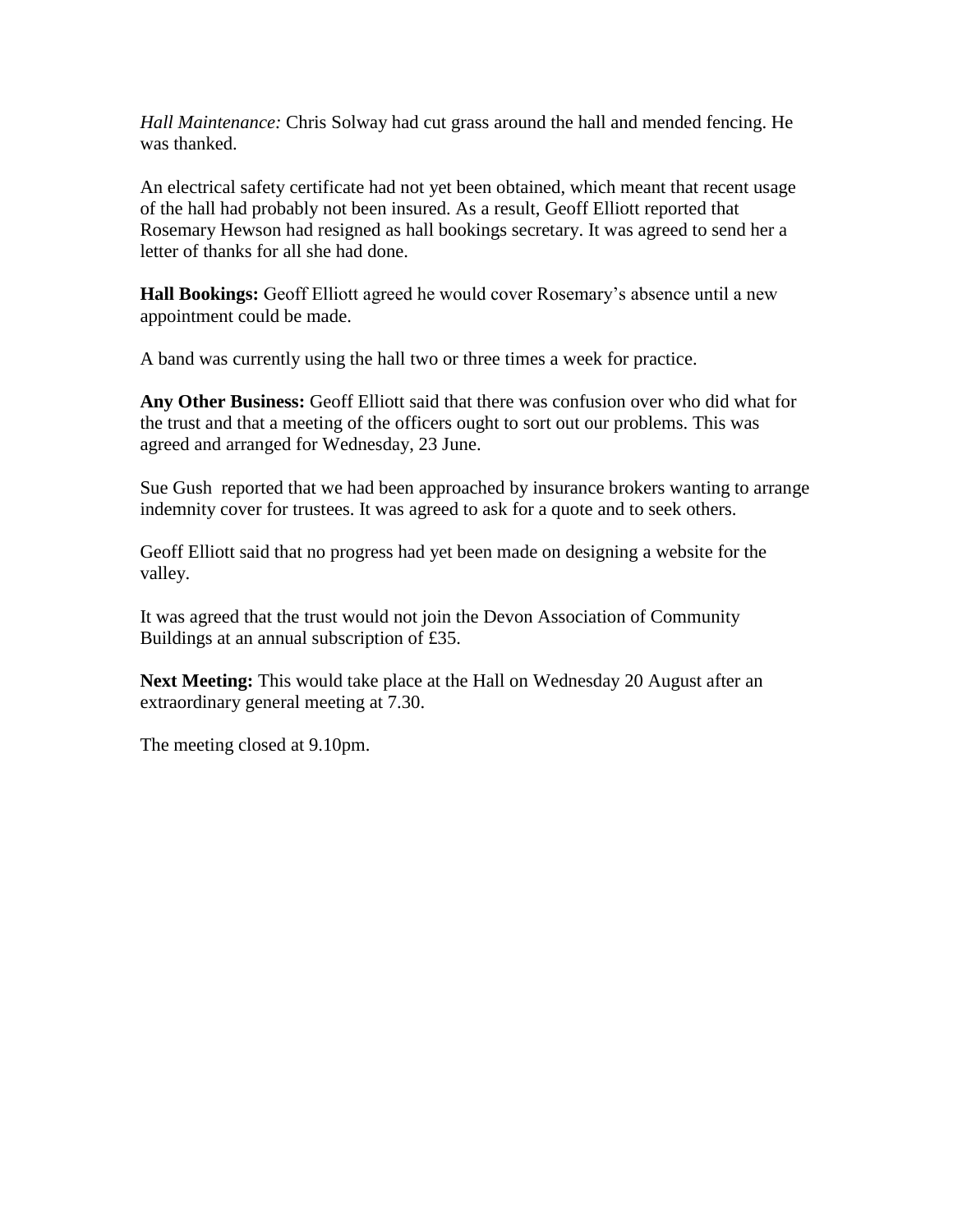*Hall Maintenance:* Chris Solway had cut grass around the hall and mended fencing. He was thanked.

An electrical safety certificate had not yet been obtained, which meant that recent usage of the hall had probably not been insured. As a result, Geoff Elliott reported that Rosemary Hewson had resigned as hall bookings secretary. It was agreed to send her a letter of thanks for all she had done.

**Hall Bookings:** Geoff Elliott agreed he would cover Rosemary's absence until a new appointment could be made.

A band was currently using the hall two or three times a week for practice.

**Any Other Business:** Geoff Elliott said that there was confusion over who did what for the trust and that a meeting of the officers ought to sort out our problems. This was agreed and arranged for Wednesday, 23 June.

Sue Gush reported that we had been approached by insurance brokers wanting to arrange indemnity cover for trustees. It was agreed to ask for a quote and to seek others.

Geoff Elliott said that no progress had yet been made on designing a website for the valley.

It was agreed that the trust would not join the Devon Association of Community Buildings at an annual subscription of £35.

**Next Meeting:** This would take place at the Hall on Wednesday 20 August after an extraordinary general meeting at 7.30.

The meeting closed at 9.10pm.